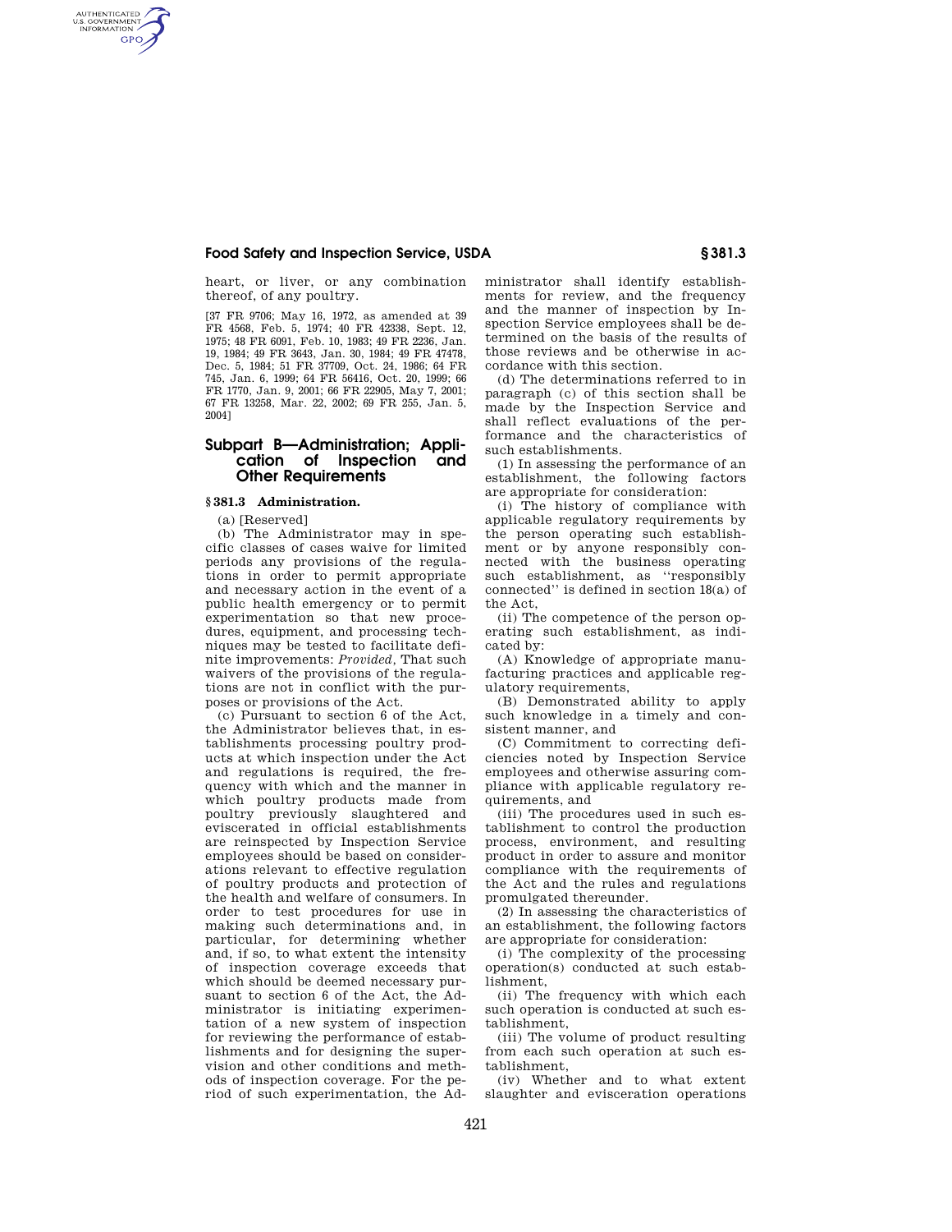heart, or liver, or any combination thereof, of any poultry.

[37 FR 9706; May 16, 1972, as amended at 39 FR 4568, Feb. 5, 1974; 40 FR 42338, Sept. 12, 1975; 48 FR 6091, Feb. 10, 1983; 49 FR 2236, Jan. 19, 1984; 49 FR 3643, Jan. 30, 1984; 49 FR 47478, Dec. 5, 1984; 51 FR 37709, Oct. 24, 1986; 64 FR 745, Jan. 6, 1999; 64 FR 56416, Oct. 20, 1999; 66 FR 1770, Jan. 9, 2001; 66 FR 22905, May 7, 2001; 67 FR 13258, Mar. 22, 2002; 69 FR 255, Jan. 5, 2004]

## Subpart B—Administration; Application of Inspection and Other Requirements

### § 381.3 Administration.

(a) [Reserved]

(b) The Administrator may in specific classes of cases waive for limited periods any provisions of the regulations in order to permit appropriate and necessary action in the event of a public health emergency or to permit experimentation so that new procedures, equipment, and processing techniques may be tested to facilitate definite improvements: *Provided,* That such waivers of the provisions of the regulations are not in conflict with the purposes or provisions of the Act.

(c) Pursuant to section 6 of the Act, the Administrator believes that, in establishments processing poultry products at which inspection under the Act and regulations is required, the frequency with which and the manner in which poultry products made from poultry previously slaughtered and eviscerated in official establishments are reinspected by Inspection Service employees should be based on considerations relevant to effective regulation of poultry products and protection of the health and welfare of consumers. In order to test procedures for use in making such determinations and, in particular, for determining whether and, if so, to what extent the intensity of inspection coverage exceeds that which should be deemed necessary pursuant to section 6 of the Act, the Administrator is initiating experimentation of a new system of inspection for reviewing the performance of establishments and for designing the supervision and other conditions and methods of inspection coverage. For the period of such experimentation, the Administrator shall identify establishments for review, and the frequency and the manner of inspection by Inspection Service employees shall be determined on the basis of the results of those reviews and be otherwise in accordance with this section.

(d) The determinations referred to in paragraph (c) of this section shall be made by the Inspection Service and shall reflect evaluations of the performance and the characteristics of such establishments.

(1) In assessing the performance of an establishment, the following factors are appropriate for consideration:

(i) The history of compliance with applicable regulatory requirements by the person operating such establishment or by anyone responsibly connected with the business operating such establishment, as "responsibly connected" is defined in section 18(a) of the Act,

(ii) The competence of the person operating such establishment, as indicated by:

(A) Knowledge of appropriate manufacturing practices and applicable regulatory requirements,

(B) Demonstrated ability to apply such knowledge in a timely and consistent manner, and

(C) Commitment to correcting deficiencies noted by Inspection Service employees and otherwise assuring compliance with applicable regulatory requirements, and

(iii) The procedures used in such establishment to control the production process, environment, and resulting product in order to assure and monitor compliance with the requirements of the Act and the rules and regulations promulgated thereunder.

(2) In assessing the characteristics of an establishment, the following factors are appropriate for consideration:

(i) The complexity of the processing operation(s) conducted at such establishment,

(ii) The frequency with which each such operation is conducted at such establishment,

(iii) The volume of product resulting from each such operation at such establishment,

(iv) Whether and to what extent slaughter and evisceration operations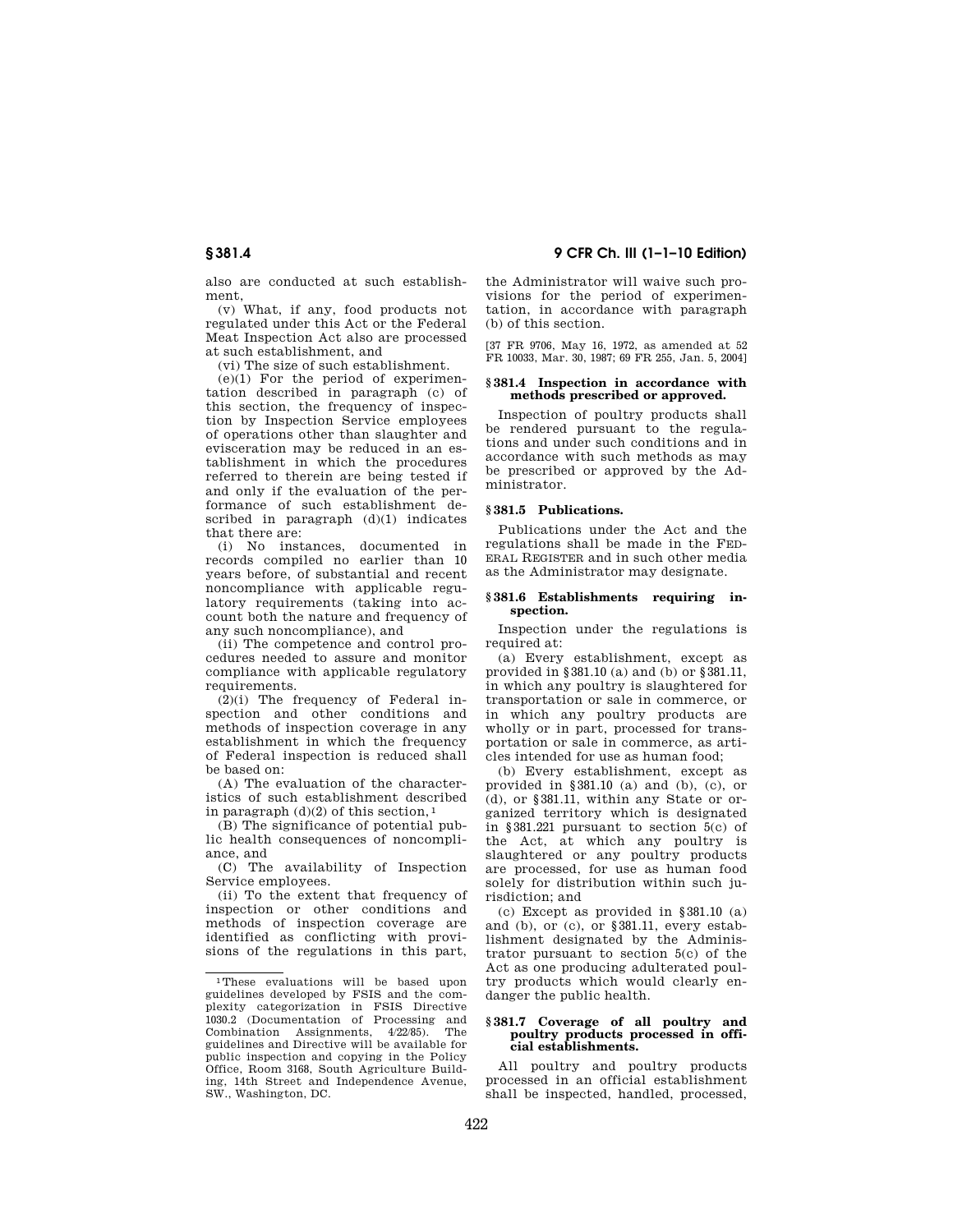also are conducted at such establishment,

(v) What, if any, food products not regulated under this Act or the Federal Meat Inspection Act also are processed at such establishment, and

(vi) The size of such establishment.

(e)(1) For the period of experimentation described in paragraph (c) of this section, the frequency of inspection by Inspection Service employees of operations other than slaughter and evisceration may be reduced in an establishment in which the procedures referred to therein are being tested if and only if the evaluation of the performance of such establishment described in paragraph (d)(1) indicates that there are:

(i) No instances, documented in records compiled no earlier than 10 years before, of substantial and recent noncompliance with applicable regulatory requirements (taking into account both the nature and frequency of any such noncompliance), and

(ii) The competence and control procedures needed to assure and monitor compliance with applicable regulatory requirements.

(2)(i) The frequency of Federal inspection and other conditions and methods of inspection coverage in any establishment in which the frequency of Federal inspection is reduced shall be based on:

(A) The evaluation of the characteristics of such establishment described in paragraph (d)(2) of this section,[1]

(B) The significance of potential public health consequences of noncompliance, and

(C) The availability of Inspection Service employees.

(ii) To the extent that frequency of inspection or other conditions and methods of inspection coverage are identified as conflicting with provisions of the regulations in this part, the Administrator will waive such provisions for the period of experimentation, in accordance with paragraph (b) of this section.

[37 FR 9706, May 16, 1972, as amended at 52 FR 10033, Mar. 30, 1987; 69 FR 255, Jan. 5, 2004]

[1] These evaluations will be based upon guidelines developed by FSIS and the complexity categorization in FSIS Directive 1030.2 (Documentation of Processing and Combination Assignments, 4/22/85). The guidelines and Directive will be available for public inspection and copying in the Policy Office, Room 3168, South Agriculture Building, 14th Street and Independence Avenue, SW., Washington, DC.

### § 381.4 Inspection in accordance with methods prescribed or approved.

Inspection of poultry products shall be rendered pursuant to the regulations and under such conditions and in accordance with such methods as may be prescribed or approved by the Administrator.

### § 381.5 Publications.

Publications under the Act and the regulations shall be made in the FEDERAL REGISTER and in such other media as the Administrator may designate.

### § 381.6 Establishments requiring inspection.

Inspection under the regulations is required at:

(a) Every establishment, except as provided in §381.10 (a) and (b) or §381.11, in which any poultry is slaughtered for transportation or sale in commerce, or in which any poultry products are wholly or in part, processed for transportation or sale in commerce, as articles intended for use as human food;

(b) Every establishment, except as provided in §381.10 (a) and (b), (c), or (d), or §381.11, within any State or organized territory which is designated in §381.221 pursuant to section 5(c) of the Act, at which any poultry is slaughtered or any poultry products are processed, for use as human food solely for distribution within such jurisdiction; and

(c) Except as provided in §381.10 (a) and (b), or (c), or §381.11, every establishment designated by the Administrator pursuant to section 5(c) of the Act as one producing adulterated poultry products which would clearly endanger the public health.

### § 381.7 Coverage of all poultry and poultry products processed in official establishments.

All poultry and poultry products processed in an official establishment shall be inspected, handled, processed,